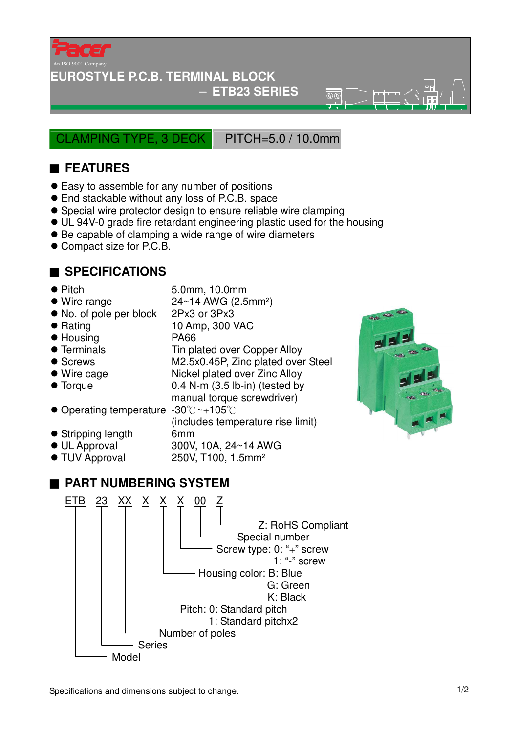Pacer
An ISO 9001 Company

# EUROSTYLE P.C.B. TERMINAL BLOCK
## – ETB23 SERIES

CLAMPING TYPE, 3 DECK    PITCH=5.0 / 10.0mm

## FEATURES

- Easy to assemble for any number of positions
- End stackable without any loss of P.C.B. space
- Special wire protector design to ensure reliable wire clamping
- UL 94V-0 grade fire retardant engineering plastic used for the housing
- Be capable of clamping a wide range of wire diameters
- Compact size for P.C.B.

## SPECIFICATIONS

| | |
|---|---|
| Pitch | 5.0mm, 10.0mm |
| Wire range | 24~14 AWG (2.5mm²) |
| No. of pole per block | 2Px3 or 3Px3 |
| Rating | 10 Amp, 300 VAC |
| Housing | PA66 |
| Terminals | Tin plated over Copper Alloy |
| Screws | M2.5x0.45P, Zinc plated over Steel |
| Wire cage | Nickel plated over Zinc Alloy |
| Torque | 0.4 N-m (3.5 lb-in) (tested by manual torque screwdriver) |
| Operating temperature | -30℃~+105℃ (includes temperature rise limit) |
| Stripping length | 6mm |
| UL Approval | 300V, 10A, 24~14 AWG |
| TUV Approval | 250V, T100, 1.5mm² |

## PART NUMBERING SYSTEM

ETB 23 XX X X X 00 Z

- Z: RoHS Compliant
- 00: Special number
- X: Screw type: 0: "+" screw
  - 1: "-" screw
- X: Housing color: B: Blue
  - G: Green
  - K: Black
- X: Pitch: 0: Standard pitch
  - 1: Standard pitchx2
- XX: Number of poles
- 23: Series
- ETB: Model

Specifications and dimensions subject to change.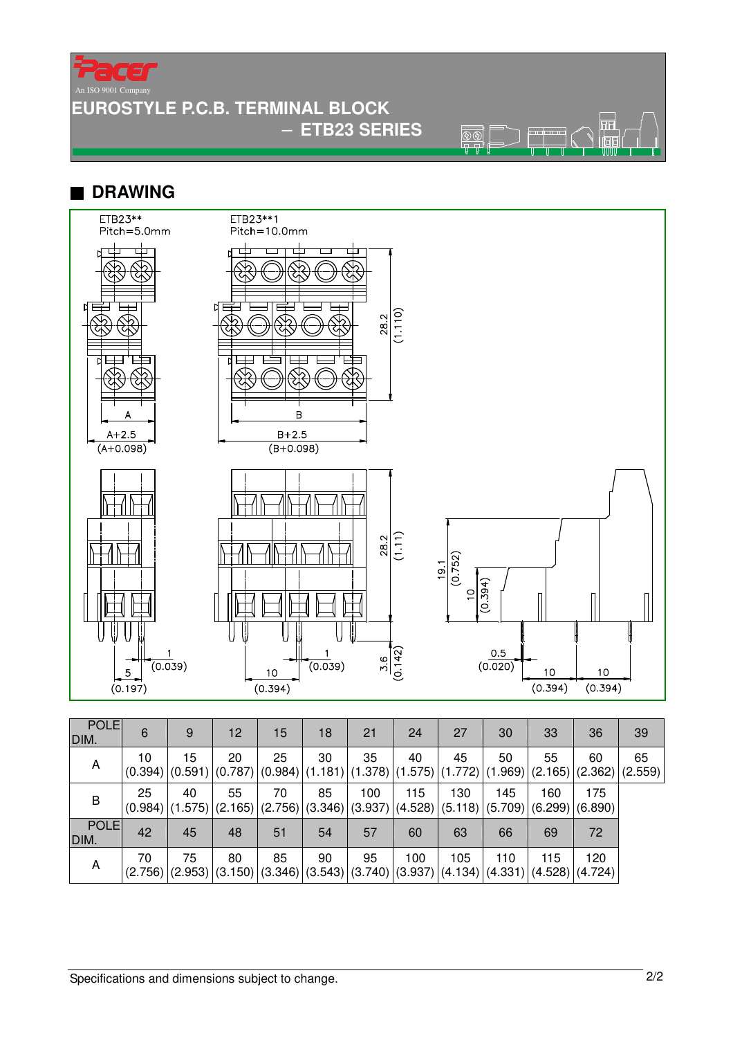Pacer
An ISO 9001 Company

# EUROSTYLE P.C.B. TERMINAL BLOCK
## – ETB23 SERIES

## ■ DRAWING

ETB23**
Pitch=5.0mm

ETB23**1
Pitch=10.0mm

A
A+2.5
(A+0.098)

B
B+2.5
(B+0.098)

28.2
(1.110)

28.2
(1.11)

19.1
(0.752)

10
(0.394)

1
(0.039)

5
(0.197)

1
(0.039)

10
(0.394)

3.6
(0.142)

0.5
(0.020)

10
(0.394)

10
(0.394)

| POLE DIM. | 6 | 9 | 12 | 15 | 18 | 21 | 24 | 27 | 30 | 33 | 36 | 39 |
|---|---|---|---|---|---|---|---|---|---|---|---|---|
| A | 10 (0.394) | 15 (0.591) | 20 (0.787) | 25 (0.984) | 30 (1.181) | 35 (1.378) | 40 (1.575) | 45 (1.772) | 50 (1.969) | 55 (2.165) | 60 (2.362) | 65 (2.559) |
| B | 25 (0.984) | 40 (1.575) | 55 (2.165) | 70 (2.756) | 85 (3.346) | 100 (3.937) | 115 (4.528) | 130 (5.118) | 145 (5.709) | 160 (6.299) | 175 (6.890) | |
| POLE DIM. | 42 | 45 | 48 | 51 | 54 | 57 | 60 | 63 | 66 | 69 | 72 | |
| A | 70 (2.756) | 75 (2.953) | 80 (3.150) | 85 (3.346) | 90 (3.543) | 95 (3.740) | 100 (3.937) | 105 (4.134) | 110 (4.331) | 115 (4.528) | 120 (4.724) | |

Specifications and dimensions subject to change.